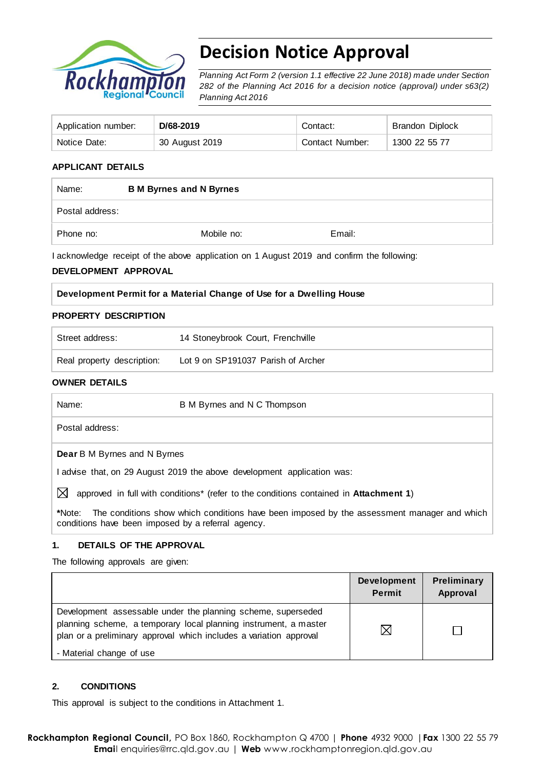# Decision Notice Approval

*Planning Act Form 2 (version 1.1 effective 22 June 2018) made under Section 282 of the Planning Act 2016 for a decision notice (approval) under s63(2) Planning Act 2016*

| Application number: | **D/68-2019** | Contact: | Brandon Diplock |
|---|---|---|---|
| Notice Date: | 30 August 2019 | Contact Number: | 1300 22 55 77 |

**APPLICANT DETAILS**

| Name: | **B M Byrnes and N Byrnes** | |
|---|---|---|
| Postal address: | | |
| Phone no: | Mobile no: | Email: |

I acknowledge receipt of the above application on 1 August 2019 and confirm the following:

**DEVELOPMENT APPROVAL**

| **Development Permit for a Material Change of Use for a Dwelling House** |
|---|

**PROPERTY DESCRIPTION**

| Street address: | 14 Stoneybrook Court, Frenchville |
|---|---|
| Real property description: | Lot 9 on SP191037 Parish of Archer |

**OWNER DETAILS**

| Name: | B M Byrnes and N C Thompson |
|---|---|
| Postal address: | |

**Dear** B M Byrnes and N Byrnes

I advise that, on 29 August 2019 the above development application was:

☒ approved in full with conditions* (refer to the conditions contained in **Attachment 1**)

***Note:** The conditions show which conditions have been imposed by the assessment manager and which conditions have been imposed by a referral agency.

**1. DETAILS OF THE APPROVAL**

The following approvals are given:

| | **Development Permit** | **Preliminary Approval** |
|---|---|---|
| Development assessable under the planning scheme, superseded planning scheme, a temporary local planning instrument, a master plan or a preliminary approval which includes a variation approval<br>- Material change of use | ☒ | ☐ |

**2. CONDITIONS**

This approval is subject to the conditions in Attachment 1.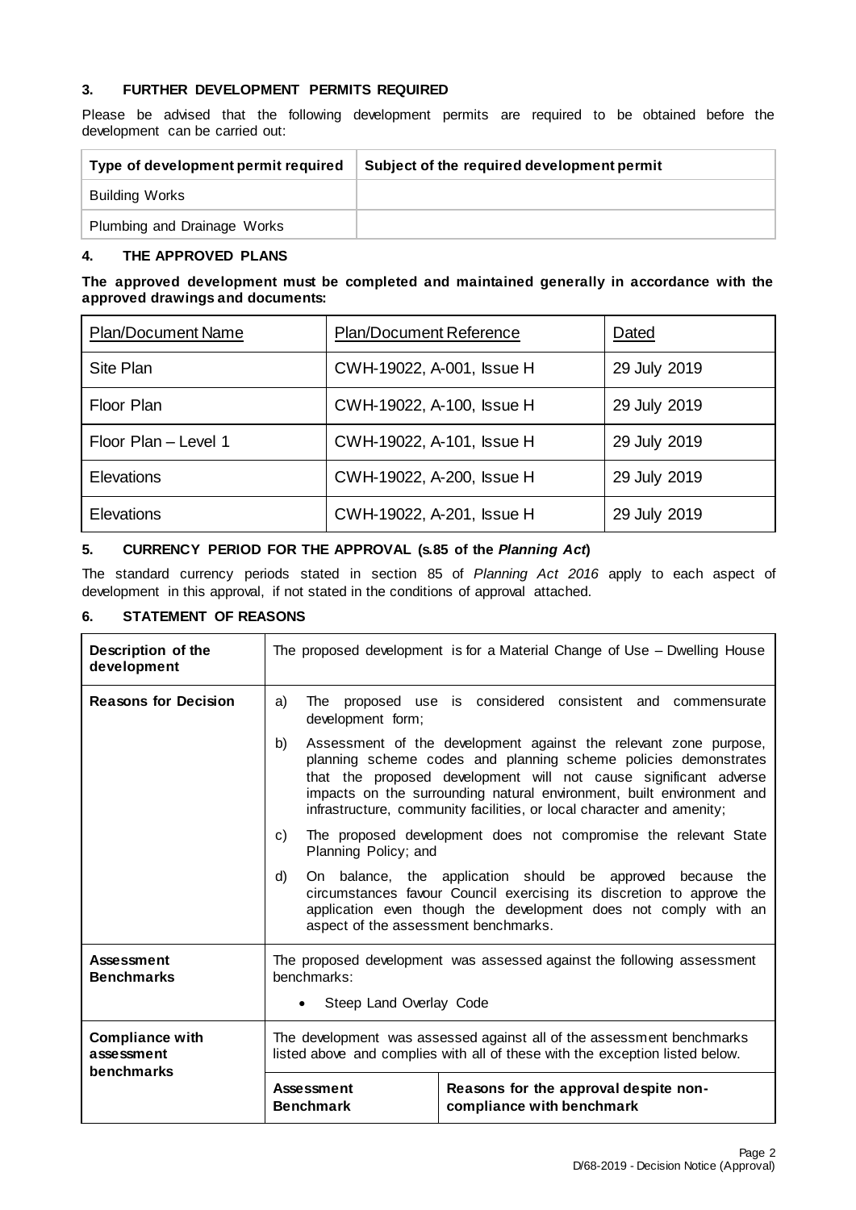### 3. FURTHER DEVELOPMENT PERMITS REQUIRED

Please be advised that the following development permits are required to be obtained before the development can be carried out:

| Type of development permit required | Subject of the required development permit |
| --- | --- |
| Building Works | |
| Plumbing and Drainage Works | |

### 4. THE APPROVED PLANS

**The approved development must be completed and maintained generally in accordance with the approved drawings and documents:**

| Plan/Document Name | Plan/Document Reference | Dated |
| --- | --- | --- |
| Site Plan | CWH-19022, A-001, Issue H | 29 July 2019 |
| Floor Plan | CWH-19022, A-100, Issue H | 29 July 2019 |
| Floor Plan – Level 1 | CWH-19022, A-101, Issue H | 29 July 2019 |
| Elevations | CWH-19022, A-200, Issue H | 29 July 2019 |
| Elevations | CWH-19022, A-201, Issue H | 29 July 2019 |

### 5. CURRENCY PERIOD FOR THE APPROVAL (s.85 of the *Planning Act*)

The standard currency periods stated in section 85 of *Planning Act 2016* apply to each aspect of development in this approval, if not stated in the conditions of approval attached.

### 6. STATEMENT OF REASONS

| **Description of the development** | The proposed development is for a Material Change of Use – Dwelling House | |
| --- | --- | --- |
| **Reasons for Decision** | a) The proposed use is considered consistent and commensurate development form;<br>b) Assessment of the development against the relevant zone purpose, planning scheme codes and planning scheme policies demonstrates that the proposed development will not cause significant adverse impacts on the surrounding natural environment, built environment and infrastructure, community facilities, or local character and amenity;<br>c) The proposed development does not compromise the relevant State Planning Policy; and<br>d) On balance, the application should be approved because the circumstances favour Council exercising its discretion to approve the application even though the development does not comply with an aspect of the assessment benchmarks. | |
| **Assessment Benchmarks** | The proposed development was assessed against the following assessment benchmarks:<br>• Steep Land Overlay Code | |
| **Compliance with assessment benchmarks** | The development was assessed against all of the assessment benchmarks listed above and complies with all of these with the exception listed below. | |
| | **Assessment Benchmark** | **Reasons for the approval despite non-compliance with benchmark** |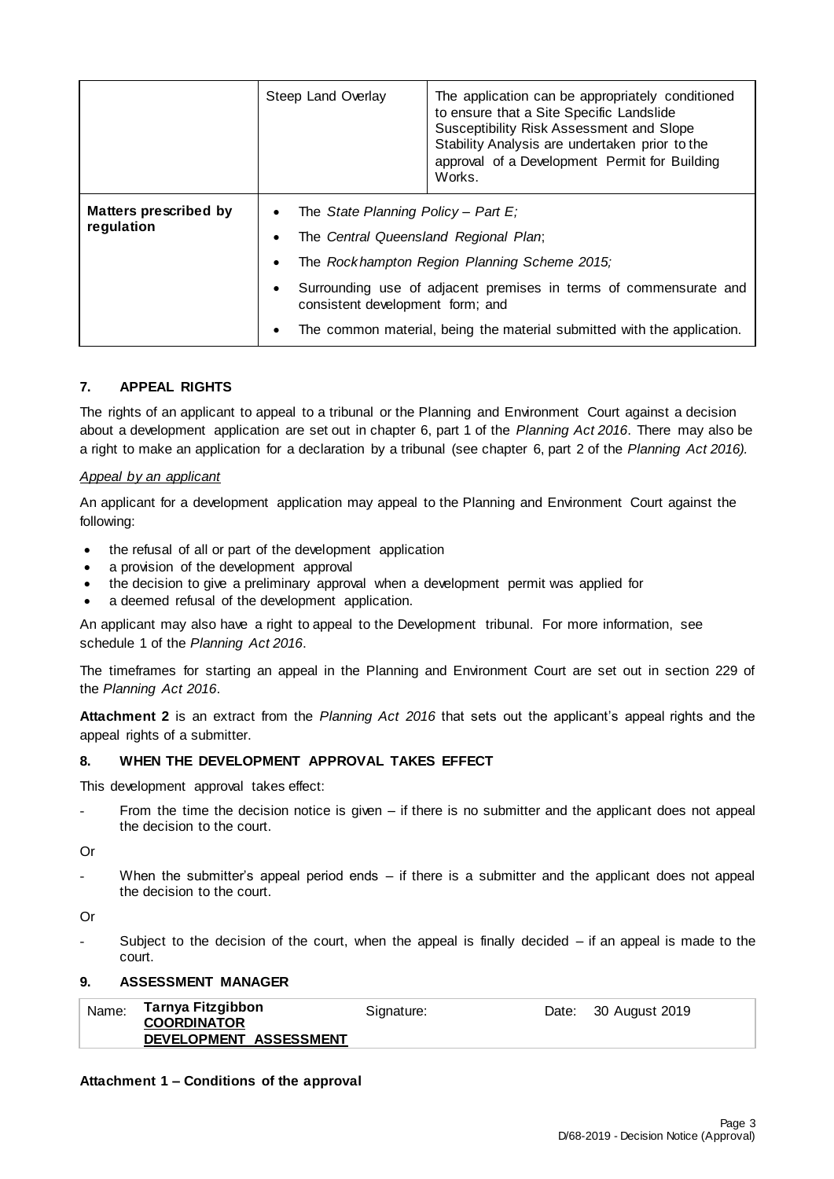| | Steep Land Overlay | The application can be appropriately conditioned to ensure that a Site Specific Landslide Susceptibility Risk Assessment and Slope Stability Analysis are undertaken prior to the approval of a Development Permit for Building Works. |
|---|---|---|
| **Matters prescribed by regulation** | • The *State Planning Policy – Part E;*<br>• The *Central Queensland Regional Plan*;<br>• The *Rockhampton Region Planning Scheme 2015;*<br>• Surrounding use of adjacent premises in terms of commensurate and consistent development form; and<br>• The common material, being the material submitted with the application. | |

## 7. APPEAL RIGHTS

The rights of an applicant to appeal to a tribunal or the Planning and Environment Court against a decision about a development application are set out in chapter 6, part 1 of the *Planning Act 2016*. There may also be a right to make an application for a declaration by a tribunal (see chapter 6, part 2 of the *Planning Act 2016).*

*Appeal by an applicant*

An applicant for a development application may appeal to the Planning and Environment Court against the following:

- the refusal of all or part of the development application
- a provision of the development approval
- the decision to give a preliminary approval when a development permit was applied for
- a deemed refusal of the development application.

An applicant may also have a right to appeal to the Development tribunal. For more information, see schedule 1 of the *Planning Act 2016*.

The timeframes for starting an appeal in the Planning and Environment Court are set out in section 229 of the *Planning Act 2016*.

**Attachment 2** is an extract from the *Planning Act 2016* that sets out the applicant's appeal rights and the appeal rights of a submitter.

## 8. WHEN THE DEVELOPMENT APPROVAL TAKES EFFECT

This development approval takes effect:

- From the time the decision notice is given – if there is no submitter and the applicant does not appeal the decision to the court.

Or

- When the submitter's appeal period ends – if there is a submitter and the applicant does not appeal the decision to the court.

Or

- Subject to the decision of the court, when the appeal is finally decided – if an appeal is made to the court.

## 9. ASSESSMENT MANAGER

| Name: | **Tarnya Fitzgibbon**<br>**COORDINATOR**<br>**DEVELOPMENT ASSESSMENT** | Signature: | | Date: | 30 August 2019 |
|---|---|---|---|---|---|

**Attachment 1 – Conditions of the approval**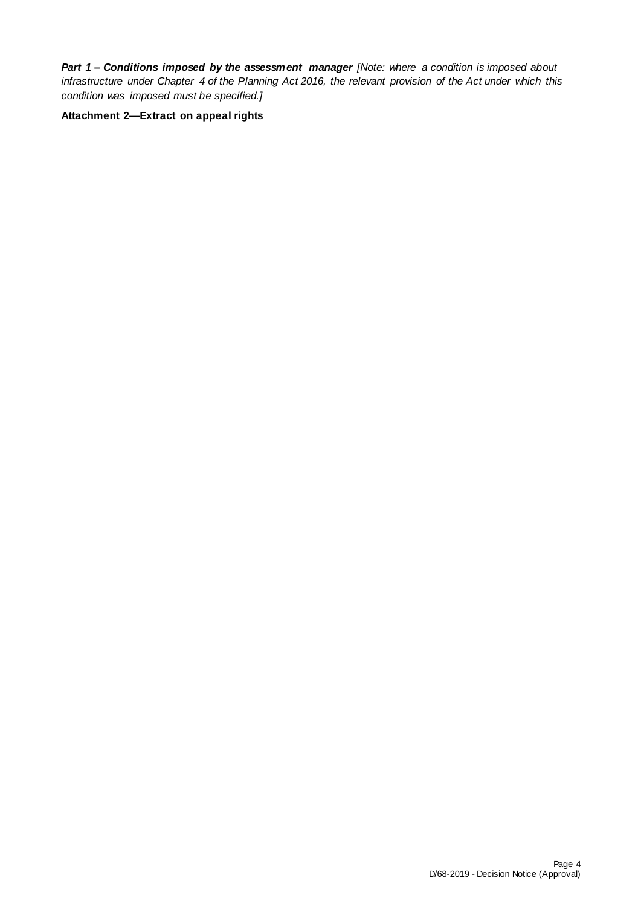***Part 1 – Conditions imposed by the assessment manager*** *[Note: where a condition is imposed about infrastructure under Chapter 4 of the Planning Act 2016, the relevant provision of the Act under which this condition was imposed must be specified.]*

**Attachment 2—Extract on appeal rights**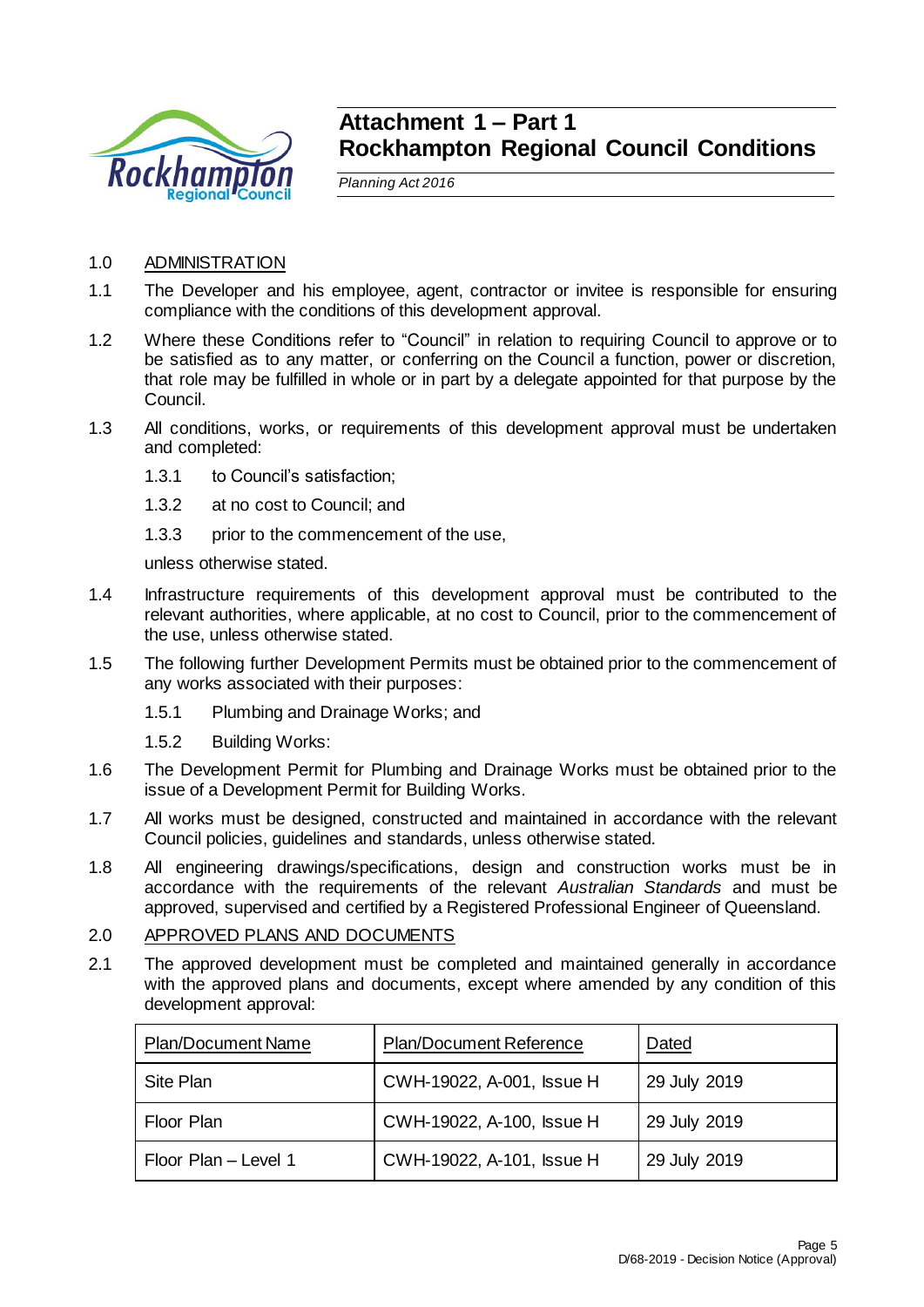# Attachment 1 – Part 1
# Rockhampton Regional Council Conditions

*Planning Act 2016*

1.0 ADMINISTRATION

1.1 The Developer and his employee, agent, contractor or invitee is responsible for ensuring compliance with the conditions of this development approval.

1.2 Where these Conditions refer to "Council" in relation to requiring Council to approve or to be satisfied as to any matter, or conferring on the Council a function, power or discretion, that role may be fulfilled in whole or in part by a delegate appointed for that purpose by the Council.

1.3 All conditions, works, or requirements of this development approval must be undertaken and completed:

1.3.1 to Council's satisfaction;

1.3.2 at no cost to Council; and

1.3.3 prior to the commencement of the use,

unless otherwise stated.

1.4 Infrastructure requirements of this development approval must be contributed to the relevant authorities, where applicable, at no cost to Council, prior to the commencement of the use, unless otherwise stated.

1.5 The following further Development Permits must be obtained prior to the commencement of any works associated with their purposes:

1.5.1 Plumbing and Drainage Works; and

1.5.2 Building Works:

1.6 The Development Permit for Plumbing and Drainage Works must be obtained prior to the issue of a Development Permit for Building Works.

1.7 All works must be designed, constructed and maintained in accordance with the relevant Council policies, guidelines and standards, unless otherwise stated.

1.8 All engineering drawings/specifications, design and construction works must be in accordance with the requirements of the relevant *Australian Standards* and must be approved, supervised and certified by a Registered Professional Engineer of Queensland.

2.0 APPROVED PLANS AND DOCUMENTS

2.1 The approved development must be completed and maintained generally in accordance with the approved plans and documents, except where amended by any condition of this development approval:

| Plan/Document Name | Plan/Document Reference | Dated |
|---|---|---|
| Site Plan | CWH-19022, A-001, Issue H | 29 July 2019 |
| Floor Plan | CWH-19022, A-100, Issue H | 29 July 2019 |
| Floor Plan – Level 1 | CWH-19022, A-101, Issue H | 29 July 2019 |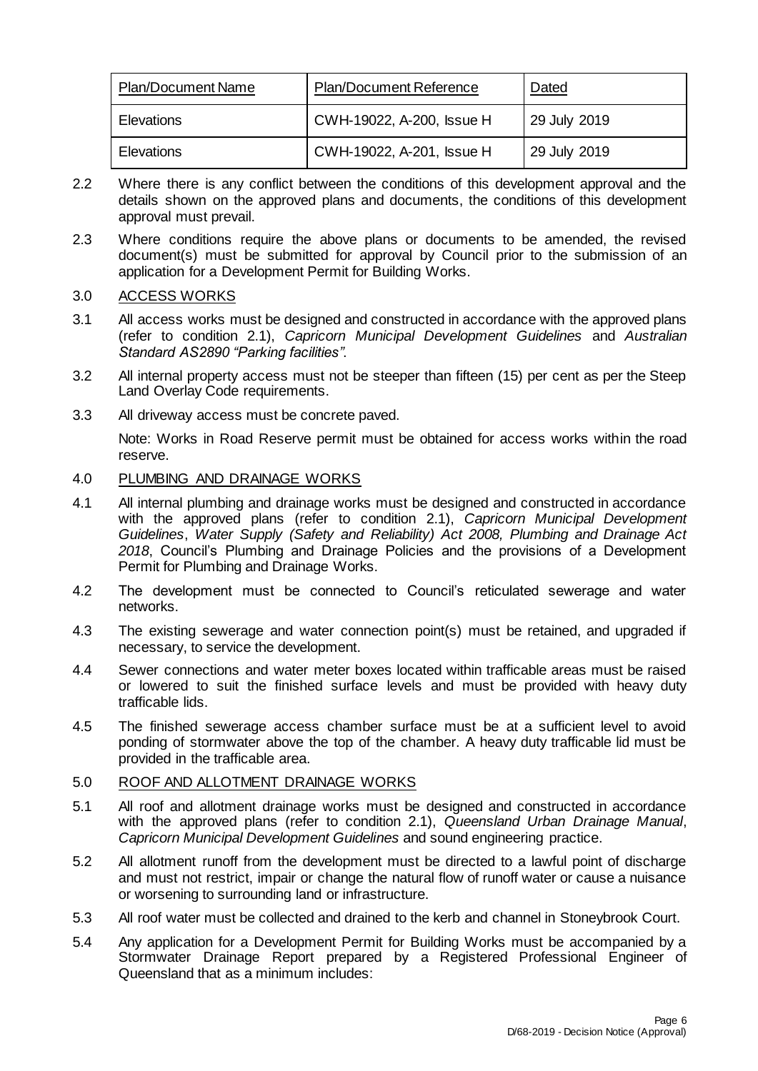| Plan/Document Name | Plan/Document Reference | Dated |
|---|---|---|
| Elevations | CWH-19022, A-200, Issue H | 29 July 2019 |
| Elevations | CWH-19022, A-201, Issue H | 29 July 2019 |

2.2 Where there is any conflict between the conditions of this development approval and the details shown on the approved plans and documents, the conditions of this development approval must prevail.

2.3 Where conditions require the above plans or documents to be amended, the revised document(s) must be submitted for approval by Council prior to the submission of an application for a Development Permit for Building Works.

3.0 ACCESS WORKS

3.1 All access works must be designed and constructed in accordance with the approved plans (refer to condition 2.1), *Capricorn Municipal Development Guidelines* and *Australian Standard AS2890 "Parking facilities"*.

3.2 All internal property access must not be steeper than fifteen (15) per cent as per the Steep Land Overlay Code requirements.

3.3 All driveway access must be concrete paved.

Note: Works in Road Reserve permit must be obtained for access works within the road reserve.

4.0 PLUMBING AND DRAINAGE WORKS

4.1 All internal plumbing and drainage works must be designed and constructed in accordance with the approved plans (refer to condition 2.1), *Capricorn Municipal Development Guidelines*, *Water Supply (Safety and Reliability) Act 2008, Plumbing and Drainage Act 2018*, Council's Plumbing and Drainage Policies and the provisions of a Development Permit for Plumbing and Drainage Works.

4.2 The development must be connected to Council's reticulated sewerage and water networks.

4.3 The existing sewerage and water connection point(s) must be retained, and upgraded if necessary, to service the development.

4.4 Sewer connections and water meter boxes located within trafficable areas must be raised or lowered to suit the finished surface levels and must be provided with heavy duty trafficable lids.

4.5 The finished sewerage access chamber surface must be at a sufficient level to avoid ponding of stormwater above the top of the chamber. A heavy duty trafficable lid must be provided in the trafficable area.

5.0 ROOF AND ALLOTMENT DRAINAGE WORKS

5.1 All roof and allotment drainage works must be designed and constructed in accordance with the approved plans (refer to condition 2.1), *Queensland Urban Drainage Manual*, *Capricorn Municipal Development Guidelines* and sound engineering practice.

5.2 All allotment runoff from the development must be directed to a lawful point of discharge and must not restrict, impair or change the natural flow of runoff water or cause a nuisance or worsening to surrounding land or infrastructure.

5.3 All roof water must be collected and drained to the kerb and channel in Stoneybrook Court.

5.4 Any application for a Development Permit for Building Works must be accompanied by a Stormwater Drainage Report prepared by a Registered Professional Engineer of Queensland that as a minimum includes: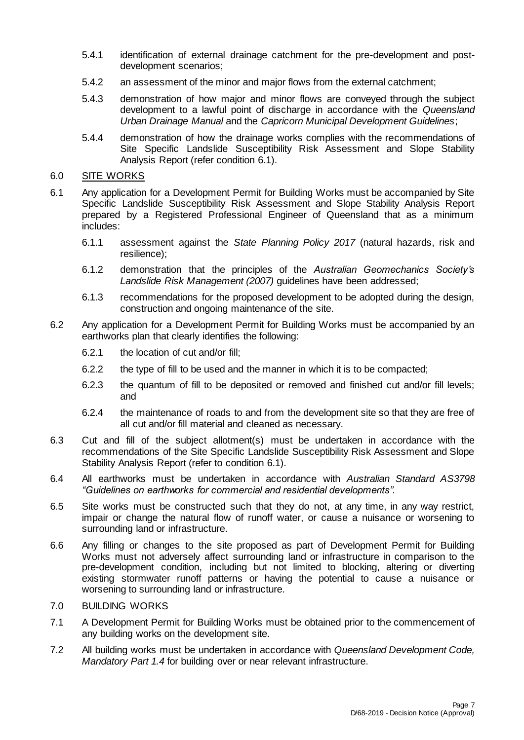5.4.1 identification of external drainage catchment for the pre-development and post-development scenarios;

5.4.2 an assessment of the minor and major flows from the external catchment;

5.4.3 demonstration of how major and minor flows are conveyed through the subject development to a lawful point of discharge in accordance with the *Queensland Urban Drainage Manual* and the *Capricorn Municipal Development Guidelines*;

5.4.4 demonstration of how the drainage works complies with the recommendations of Site Specific Landslide Susceptibility Risk Assessment and Slope Stability Analysis Report (refer condition 6.1).

## 6.0 SITE WORKS

6.1 Any application for a Development Permit for Building Works must be accompanied by Site Specific Landslide Susceptibility Risk Assessment and Slope Stability Analysis Report prepared by a Registered Professional Engineer of Queensland that as a minimum includes:

6.1.1 assessment against the *State Planning Policy 2017* (natural hazards, risk and resilience);

6.1.2 demonstration that the principles of the *Australian Geomechanics Society's Landslide Risk Management (2007)* guidelines have been addressed;

6.1.3 recommendations for the proposed development to be adopted during the design, construction and ongoing maintenance of the site.

6.2 Any application for a Development Permit for Building Works must be accompanied by an earthworks plan that clearly identifies the following:

6.2.1 the location of cut and/or fill;

6.2.2 the type of fill to be used and the manner in which it is to be compacted;

6.2.3 the quantum of fill to be deposited or removed and finished cut and/or fill levels; and

6.2.4 the maintenance of roads to and from the development site so that they are free of all cut and/or fill material and cleaned as necessary.

6.3 Cut and fill of the subject allotment(s) must be undertaken in accordance with the recommendations of the Site Specific Landslide Susceptibility Risk Assessment and Slope Stability Analysis Report (refer to condition 6.1).

6.4 All earthworks must be undertaken in accordance with *Australian Standard AS3798 "Guidelines on earthworks for commercial and residential developments".*

6.5 Site works must be constructed such that they do not, at any time, in any way restrict, impair or change the natural flow of runoff water, or cause a nuisance or worsening to surrounding land or infrastructure.

6.6 Any filling or changes to the site proposed as part of Development Permit for Building Works must not adversely affect surrounding land or infrastructure in comparison to the pre-development condition, including but not limited to blocking, altering or diverting existing stormwater runoff patterns or having the potential to cause a nuisance or worsening to surrounding land or infrastructure.

## 7.0 BUILDING WORKS

7.1 A Development Permit for Building Works must be obtained prior to the commencement of any building works on the development site.

7.2 All building works must be undertaken in accordance with *Queensland Development Code, Mandatory Part 1.4* for building over or near relevant infrastructure.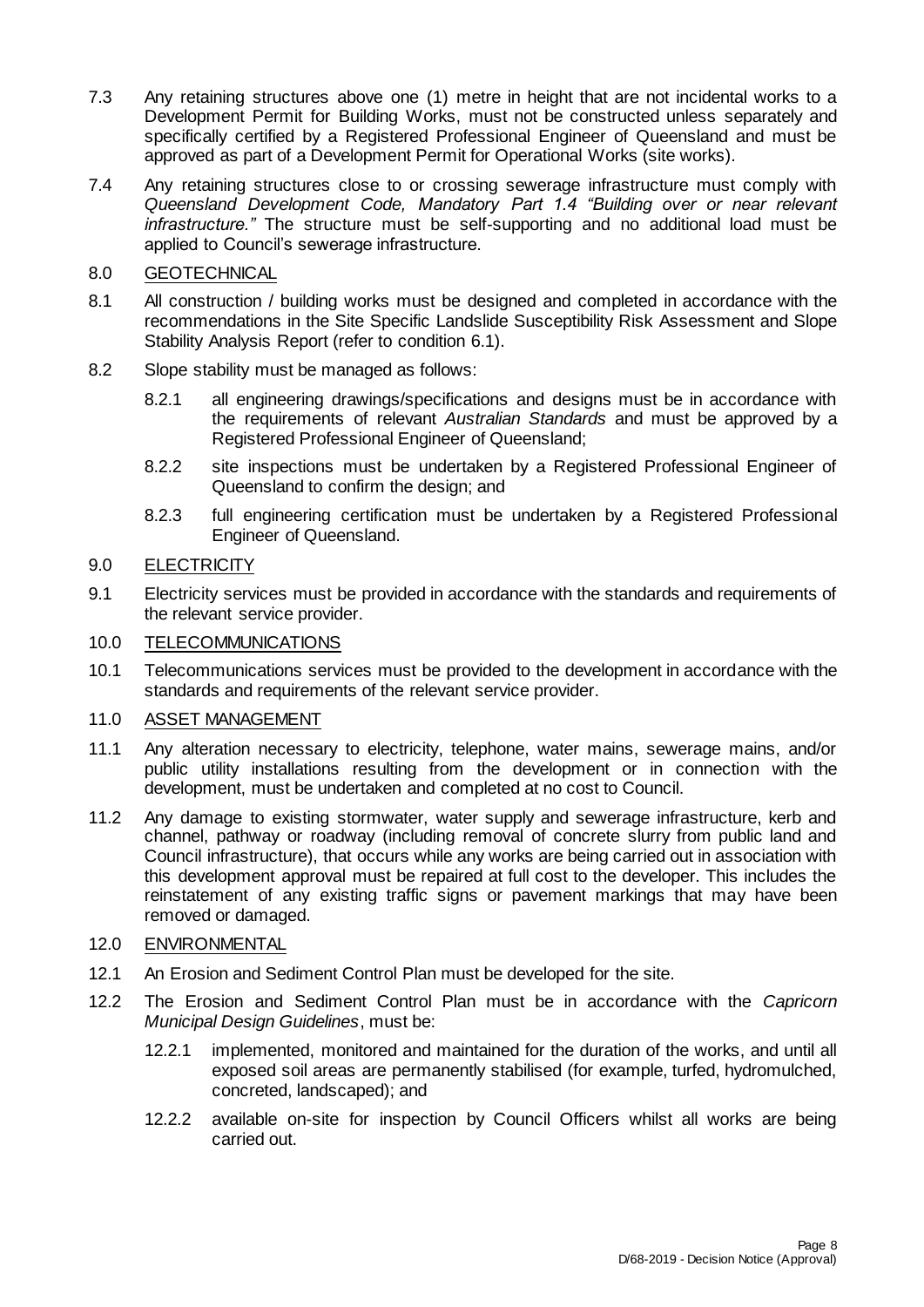7.3 Any retaining structures above one (1) metre in height that are not incidental works to a Development Permit for Building Works, must not be constructed unless separately and specifically certified by a Registered Professional Engineer of Queensland and must be approved as part of a Development Permit for Operational Works (site works).

7.4 Any retaining structures close to or crossing sewerage infrastructure must comply with *Queensland Development Code, Mandatory Part 1.4 "Building over or near relevant infrastructure."* The structure must be self-supporting and no additional load must be applied to Council's sewerage infrastructure.

8.0 GEOTECHNICAL

8.1 All construction / building works must be designed and completed in accordance with the recommendations in the Site Specific Landslide Susceptibility Risk Assessment and Slope Stability Analysis Report (refer to condition 6.1).

8.2 Slope stability must be managed as follows:

8.2.1 all engineering drawings/specifications and designs must be in accordance with the requirements of relevant *Australian Standards* and must be approved by a Registered Professional Engineer of Queensland;

8.2.2 site inspections must be undertaken by a Registered Professional Engineer of Queensland to confirm the design; and

8.2.3 full engineering certification must be undertaken by a Registered Professional Engineer of Queensland.

9.0 ELECTRICITY

9.1 Electricity services must be provided in accordance with the standards and requirements of the relevant service provider.

10.0 TELECOMMUNICATIONS

10.1 Telecommunications services must be provided to the development in accordance with the standards and requirements of the relevant service provider.

11.0 ASSET MANAGEMENT

11.1 Any alteration necessary to electricity, telephone, water mains, sewerage mains, and/or public utility installations resulting from the development or in connection with the development, must be undertaken and completed at no cost to Council.

11.2 Any damage to existing stormwater, water supply and sewerage infrastructure, kerb and channel, pathway or roadway (including removal of concrete slurry from public land and Council infrastructure), that occurs while any works are being carried out in association with this development approval must be repaired at full cost to the developer. This includes the reinstatement of any existing traffic signs or pavement markings that may have been removed or damaged.

12.0 ENVIRONMENTAL

12.1 An Erosion and Sediment Control Plan must be developed for the site.

12.2 The Erosion and Sediment Control Plan must be in accordance with the *Capricorn Municipal Design Guidelines*, must be:

12.2.1 implemented, monitored and maintained for the duration of the works, and until all exposed soil areas are permanently stabilised (for example, turfed, hydromulched, concreted, landscaped); and

12.2.2 available on-site for inspection by Council Officers whilst all works are being carried out.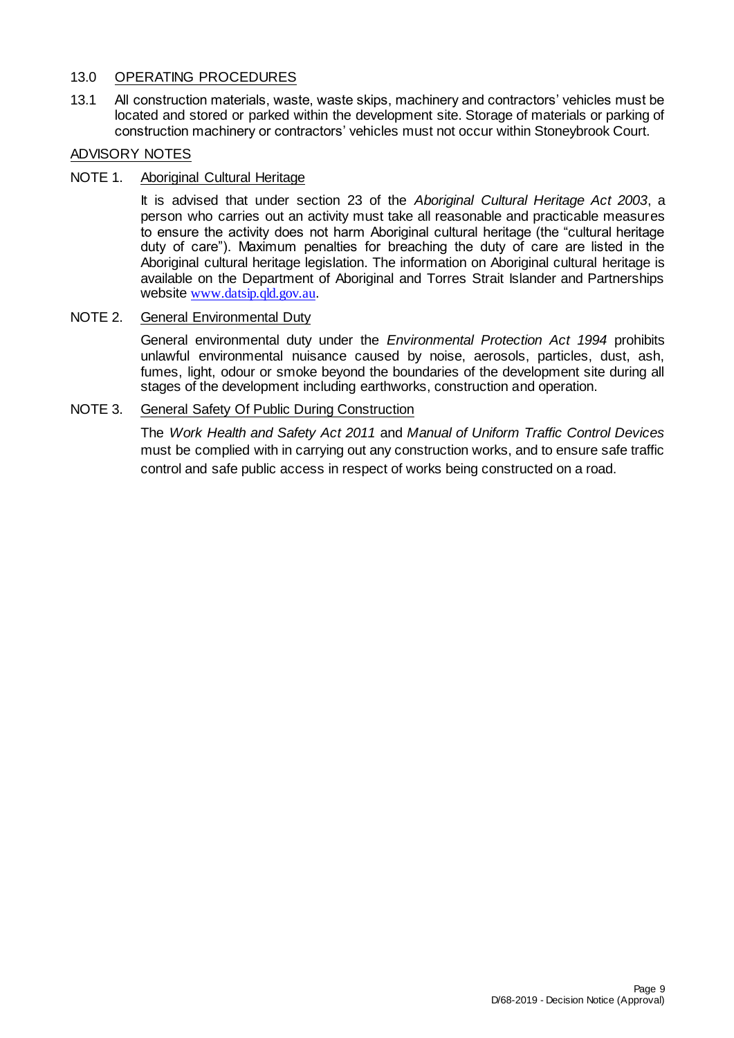## 13.0 OPERATING PROCEDURES

13.1 All construction materials, waste, waste skips, machinery and contractors' vehicles must be located and stored or parked within the development site. Storage of materials or parking of construction machinery or contractors' vehicles must not occur within Stoneybrook Court.

## ADVISORY NOTES

### NOTE 1. Aboriginal Cultural Heritage

It is advised that under section 23 of the *Aboriginal Cultural Heritage Act 2003*, a person who carries out an activity must take all reasonable and practicable measures to ensure the activity does not harm Aboriginal cultural heritage (the "cultural heritage duty of care"). Maximum penalties for breaching the duty of care are listed in the Aboriginal cultural heritage legislation. The information on Aboriginal cultural heritage is available on the Department of Aboriginal and Torres Strait Islander and Partnerships website www.datsip.qld.gov.au.

### NOTE 2. General Environmental Duty

General environmental duty under the *Environmental Protection Act 1994* prohibits unlawful environmental nuisance caused by noise, aerosols, particles, dust, ash, fumes, light, odour or smoke beyond the boundaries of the development site during all stages of the development including earthworks, construction and operation.

### NOTE 3. General Safety Of Public During Construction

The *Work Health and Safety Act 2011* and *Manual of Uniform Traffic Control Devices* must be complied with in carrying out any construction works, and to ensure safe traffic control and safe public access in respect of works being constructed on a road.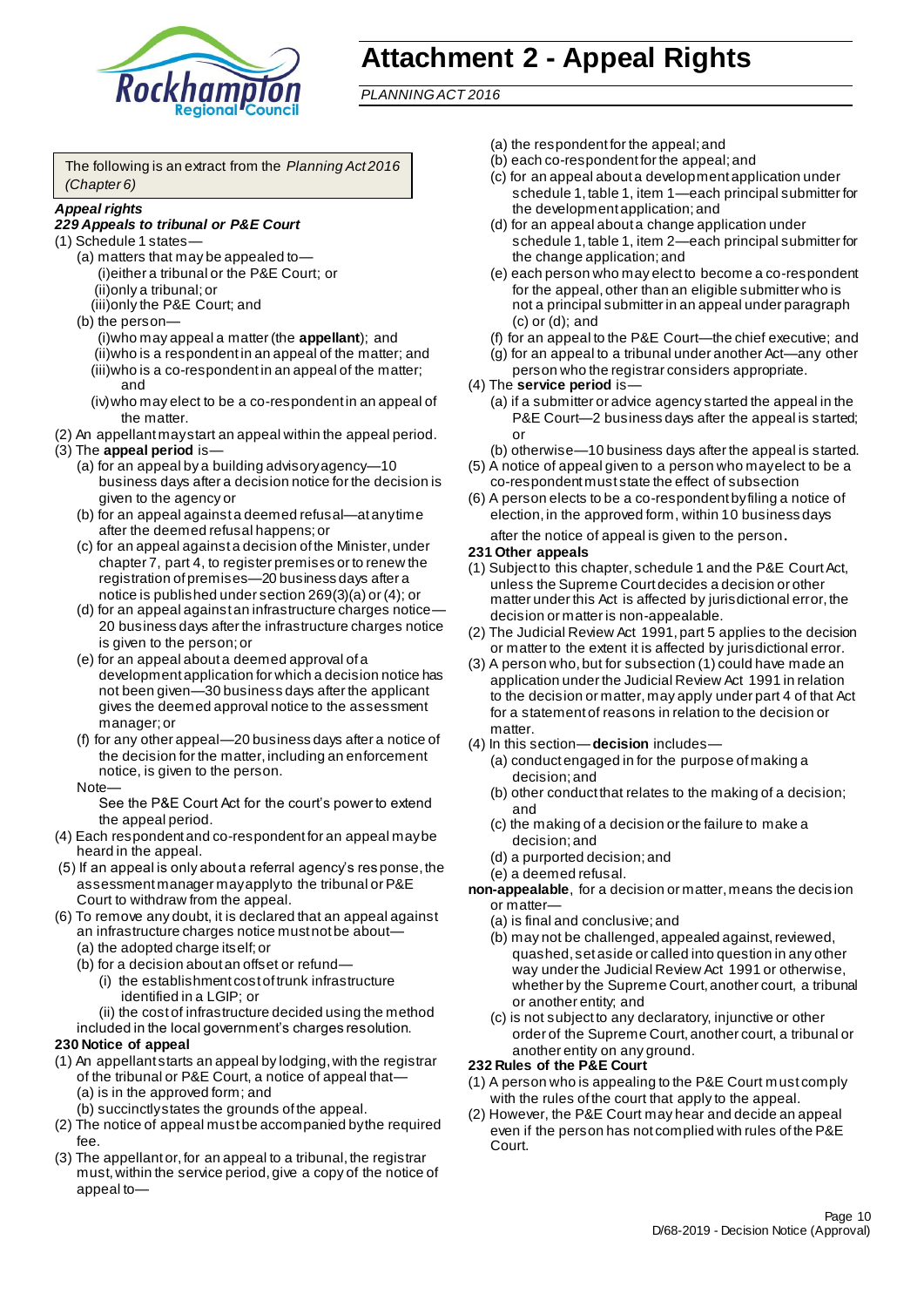# Attachment 2 - Appeal Rights

*PLANNING ACT 2016*

The following is an extract from the *Planning Act 2016 (Chapter 6)*

***Appeal rights***

***229 Appeals to tribunal or P&E Court***

(1) Schedule 1 states—
   - (a) matters that may be appealed to—
     - (i) either a tribunal or the P&E Court; or
     - (ii) only a tribunal; or
     - (iii) only the P&E Court; and
   - (b) the person—
     - (i) who may appeal a matter (the **appellant**); and
     - (ii) who is a respondent in an appeal of the matter; and
     - (iii) who is a co-respondent in an appeal of the matter; and
     - (iv) who may elect to be a co-respondent in an appeal of the matter.

(2) An appellant may start an appeal within the appeal period.

(3) The **appeal period** is—
   - (a) for an appeal by a building advisory agency—10 business days after a decision notice for the decision is given to the agency or
   - (b) for an appeal against a deemed refusal—at any time after the deemed refusal happens; or
   - (c) for an appeal against a decision of the Minister, under chapter 7, part 4, to register premises or to renew the registration of premises—20 business days after a notice is published under section 269(3)(a) or (4); or
   - (d) for an appeal against an infrastructure charges notice—20 business days after the infrastructure charges notice is given to the person; or
   - (e) for an appeal about a deemed approval of a development application for which a decision notice has not been given—30 business days after the applicant gives the deemed approval notice to the assessment manager; or
   - (f) for any other appeal—20 business days after a notice of the decision for the matter, including an enforcement notice, is given to the person.

   Note—

   See the P&E Court Act for the court's power to extend the appeal period.

(4) Each respondent and co-respondent for an appeal may be heard in the appeal.

(5) If an appeal is only about a referral agency's response, the assessment manager may apply to the tribunal or P&E Court to withdraw from the appeal.

(6) To remove any doubt, it is declared that an appeal against an infrastructure charges notice must not be about—
   - (a) the adopted charge itself; or
   - (b) for a decision about an offset or refund—
     - (i) the establishment cost of trunk infrastructure identified in a LGIP; or
     - (ii) the cost of infrastructure decided using the method

   included in the local government's charges resolution.

**230 Notice of appeal**

(1) An appellant starts an appeal by lodging, with the registrar of the tribunal or P&E Court, a notice of appeal that—
   - (a) is in the approved form; and
   - (b) succinctly states the grounds of the appeal.

(2) The notice of appeal must be accompanied by the required fee.

(3) The appellant or, for an appeal to a tribunal, the registrar must, within the service period, give a copy of the notice of appeal to—
   - (a) the respondent for the appeal; and
   - (b) each co-respondent for the appeal; and
   - (c) for an appeal about a development application under schedule 1, table 1, item 1—each principal submitter for the development application; and
   - (d) for an appeal about a change application under schedule 1, table 1, item 2—each principal submitter for the change application; and
   - (e) each person who may elect to become a co-respondent for the appeal, other than an eligible submitter who is not a principal submitter in an appeal under paragraph (c) or (d); and
   - (f) for an appeal to the P&E Court—the chief executive; and
   - (g) for an appeal to a tribunal under another Act—any other person who the registrar considers appropriate.

(4) The **service period** is—
   - (a) if a submitter or advice agency started the appeal in the P&E Court—2 business days after the appeal is started; or
   - (b) otherwise—10 business days after the appeal is started.

(5) A notice of appeal given to a person who may elect to be a co-respondent must state the effect of subsection

(6) A person elects to be a co-respondent by filing a notice of election, in the approved form, within 10 business days after the notice of appeal is given to the person.

**231 Other appeals**

(1) Subject to this chapter, schedule 1 and the P&E Court Act, unless the Supreme Court decides a decision or other matter under this Act is affected by jurisdictional error, the decision or matter is non-appealable.

(2) The Judicial Review Act 1991, part 5 applies to the decision or matter to the extent it is affected by jurisdictional error.

(3) A person who, but for subsection (1) could have made an application under the Judicial Review Act 1991 in relation to the decision or matter, may apply under part 4 of that Act for a statement of reasons in relation to the decision or matter.

(4) In this section— **decision** includes—
   - (a) conduct engaged in for the purpose of making a decision; and
   - (b) other conduct that relates to the making of a decision; and
   - (c) the making of a decision or the failure to make a decision; and
   - (d) a purported decision; and
   - (e) a deemed refusal.

**non-appealable**, for a decision or matter, means the decision or matter—
   - (a) is final and conclusive; and
   - (b) may not be challenged, appealed against, reviewed, quashed, set aside or called into question in any other way under the Judicial Review Act 1991 or otherwise, whether by the Supreme Court, another court, a tribunal or another entity; and
   - (c) is not subject to any declaratory, injunctive or other order of the Supreme Court, another court, a tribunal or another entity on any ground.

**232 Rules of the P&E Court**

(1) A person who is appealing to the P&E Court must comply with the rules of the court that apply to the appeal.

(2) However, the P&E Court may hear and decide an appeal even if the person has not complied with rules of the P&E Court.

D/68-2019 - Decision Notice (Approval)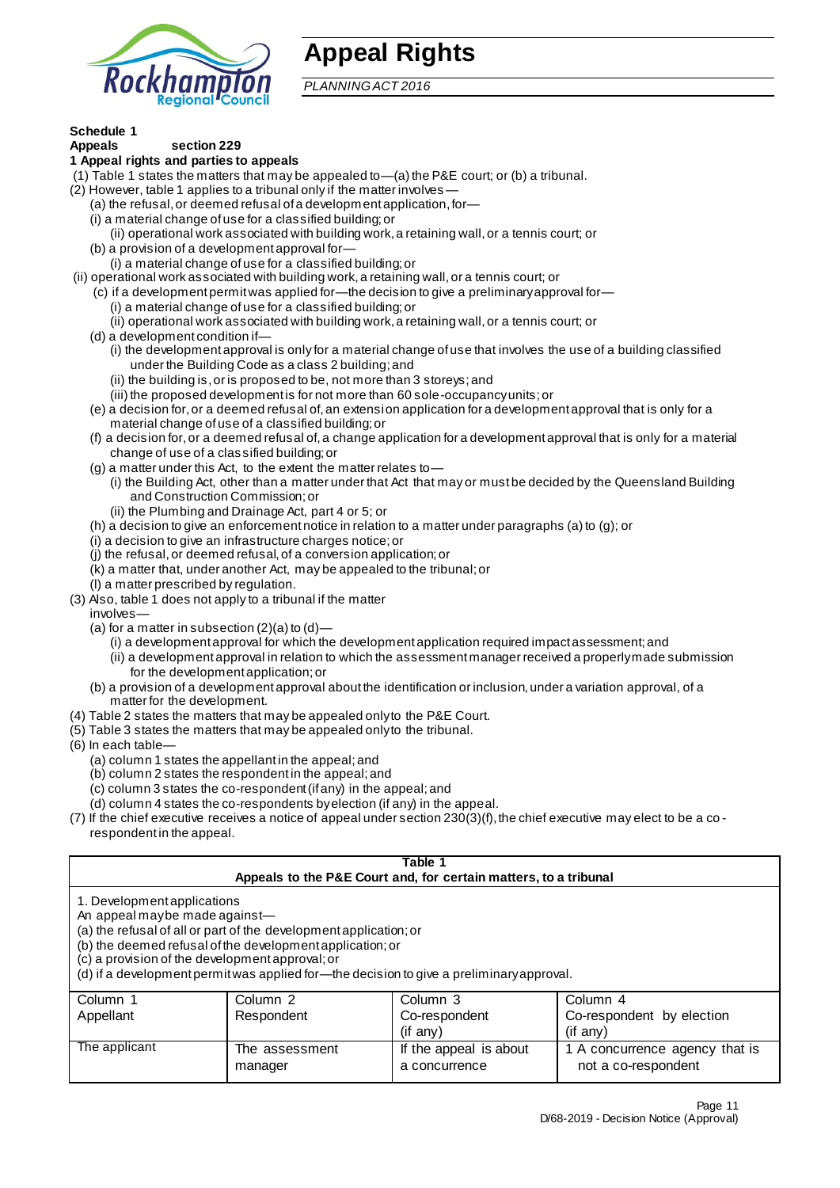# Appeal Rights

*PLANNING ACT 2016*

**Schedule 1**
**Appeals section 229**

**1 Appeal rights and parties to appeals**

(1) Table 1 states the matters that may be appealed to—(a) the P&E court; or (b) a tribunal.

(2) However, table 1 applies to a tribunal only if the matter involves—

(a) the refusal, or deemed refusal of a development application, for—

(i) a material change of use for a classified building; or

(ii) operational work associated with building work, a retaining wall, or a tennis court; or

(b) a provision of a development approval for—

(i) a material change of use for a classified building; or

(ii) operational work associated with building work, a retaining wall, or a tennis court; or

(c) if a development permit was applied for—the decision to give a preliminary approval for—

(i) a material change of use for a classified building; or

(ii) operational work associated with building work, a retaining wall, or a tennis court; or

(d) a development condition if—

(i) the development approval is only for a material change of use that involves the use of a building classified under the Building Code as a class 2 building; and

(ii) the building is, or is proposed to be, not more than 3 storeys; and

(iii) the proposed development is for not more than 60 sole-occupancy units; or

(e) a decision for, or a deemed refusal of, an extension application for a development approval that is only for a material change of use of a classified building; or

(f) a decision for, or a deemed refusal of, a change application for a development approval that is only for a material change of use of a classified building; or

(g) a matter under this Act, to the extent the matter relates to—

(i) the Building Act, other than a matter under that Act that may or must be decided by the Queensland Building and Construction Commission; or

(ii) the Plumbing and Drainage Act, part 4 or 5; or

(h) a decision to give an enforcement notice in relation to a matter under paragraphs (a) to (g); or

(i) a decision to give an infrastructure charges notice; or

(j) the refusal, or deemed refusal, of a conversion application; or

(k) a matter that, under another Act, may be appealed to the tribunal; or

(l) a matter prescribed by regulation.

(3) Also, table 1 does not apply to a tribunal if the matter involves—

(a) for a matter in subsection (2)(a) to (d)—

(i) a development approval for which the development application required impact assessment; and

(ii) a development approval in relation to which the assessment manager received a properly made submission for the development application; or

(b) a provision of a development approval about the identification or inclusion, under a variation approval, of a matter for the development.

(4) Table 2 states the matters that may be appealed only to the P&E Court.

(5) Table 3 states the matters that may be appealed only to the tribunal.

(6) In each table—

(a) column 1 states the appellant in the appeal; and

(b) column 2 states the respondent in the appeal; and

(c) column 3 states the co-respondent (if any) in the appeal; and

(d) column 4 states the co-respondents by election (if any) in the appeal.

(7) If the chief executive receives a notice of appeal under section 230(3)(f), the chief executive may elect to be a co-respondent in the appeal.

**Table 1**
**Appeals to the P&E Court and, for certain matters, to a tribunal**

1. Development applications
An appeal may be made against—
(a) the refusal of all or part of the development application; or
(b) the deemed refusal of the development application; or
(c) a provision of the development approval; or
(d) if a development permit was applied for—the decision to give a preliminary approval.

| Column 1<br>Appellant | Column 2<br>Respondent | Column 3<br>Co-respondent<br>(if any) | Column 4<br>Co-respondent by election<br>(if any) |
|---|---|---|---|
| The applicant | The assessment manager | If the appeal is about a concurrence | 1 A concurrence agency that is not a co-respondent |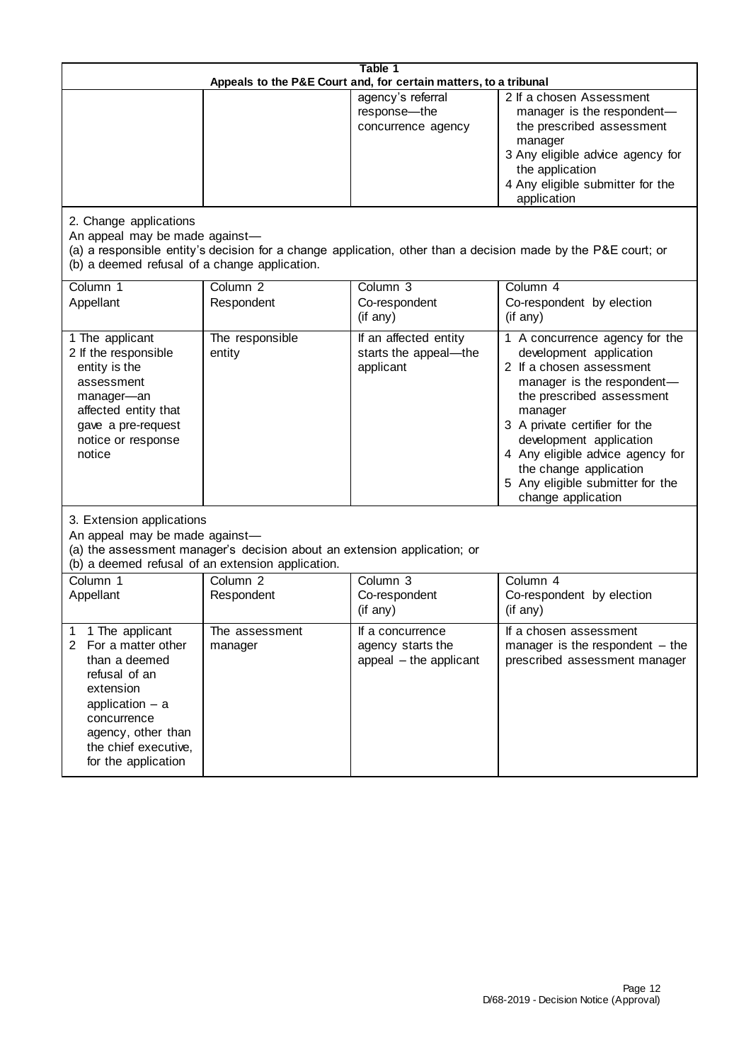| Table 1 | | | |
|---|---|---|---|
| **Appeals to the P&E Court and, for certain matters, to a tribunal** | | | |
| | | agency's referral response—the concurrence agency | 2 If a chosen Assessment manager is the respondent—the prescribed assessment manager<br>3 Any eligible advice agency for the application<br>4 Any eligible submitter for the application |

2. Change applications

An appeal may be made against—

(a) a responsible entity's decision for a change application, other than a decision made by the P&E court; or

(b) a deemed refusal of a change application.

| Column 1<br>Appellant | Column 2<br>Respondent | Column 3<br>Co-respondent<br>(if any) | Column 4<br>Co-respondent by election<br>(if any) |
|---|---|---|---|
| 1 The applicant<br>2 If the responsible entity is the assessment manager—an affected entity that gave a pre-request notice or response notice | The responsible entity | If an affected entity starts the appeal—the applicant | 1 A concurrence agency for the development application<br>2 If a chosen assessment manager is the respondent—the prescribed assessment manager<br>3 A private certifier for the development application<br>4 Any eligible advice agency for the change application<br>5 Any eligible submitter for the change application |

3. Extension applications

An appeal may be made against—

(a) the assessment manager's decision about an extension application; or

(b) a deemed refusal of an extension application.

| Column 1<br>Appellant | Column 2<br>Respondent | Column 3<br>Co-respondent<br>(if any) | Column 4<br>Co-respondent by election<br>(if any) |
|---|---|---|---|
| 1 1 The applicant<br>2 For a matter other than a deemed refusal of an extension application – a concurrence agency, other than the chief executive, for the application | The assessment manager | If a concurrence agency starts the appeal – the applicant | If a chosen assessment manager is the respondent – the prescribed assessment manager |

D/68-2019 - Decision Notice (Approval)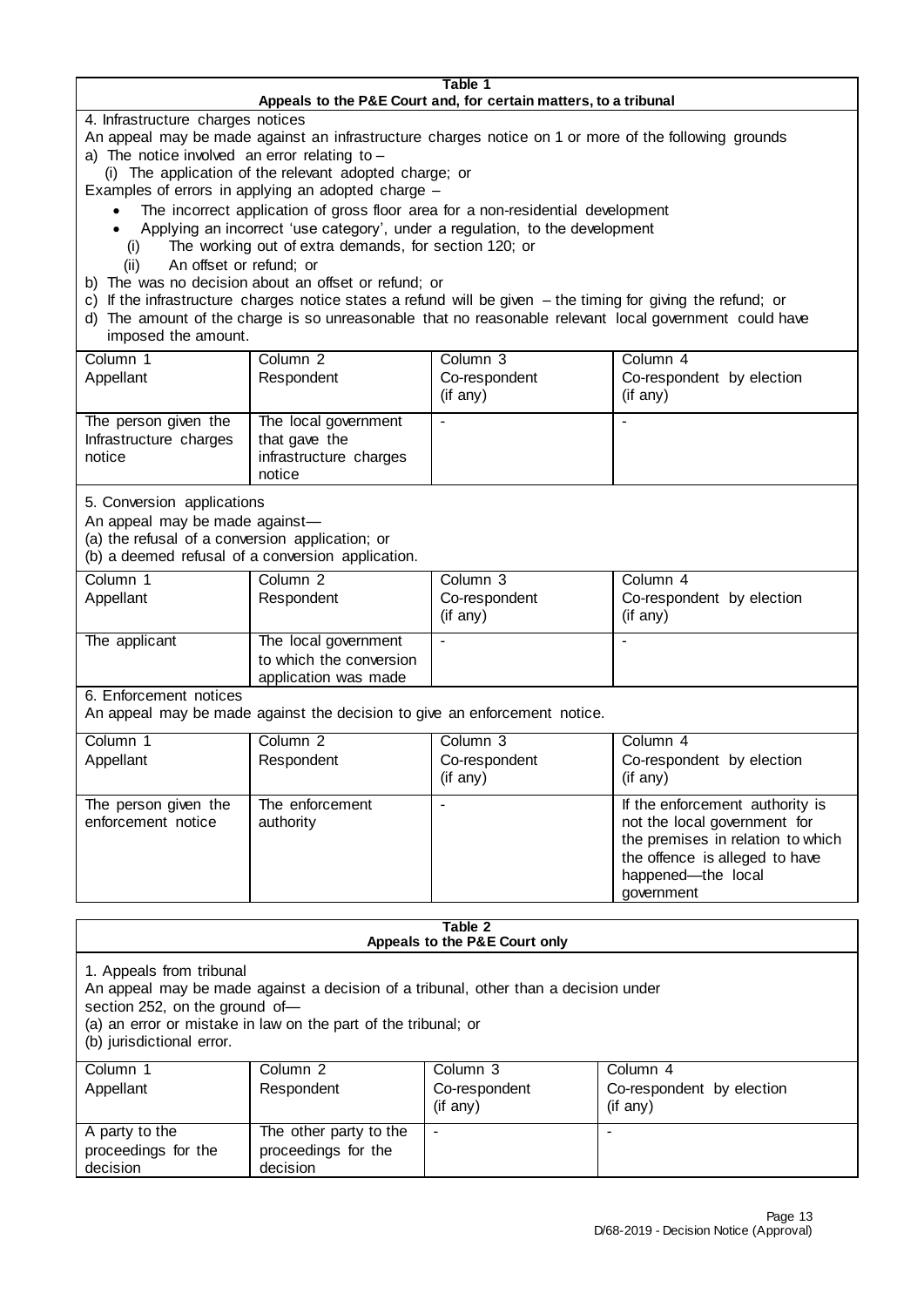**Table 1**
**Appeals to the P&E Court and, for certain matters, to a tribunal**

4. Infrastructure charges notices

An appeal may be made against an infrastructure charges notice on 1 or more of the following grounds

a) The notice involved an error relating to –

(i) The application of the relevant adopted charge; or

Examples of errors in applying an adopted charge –

- The incorrect application of gross floor area for a non-residential development
- Applying an incorrect 'use category', under a regulation, to the development

(i) The working out of extra demands, for section 120; or

(ii) An offset or refund; or

b) The was no decision about an offset or refund; or

c) If the infrastructure charges notice states a refund will be given – the timing for giving the refund; or

d) The amount of the charge is so unreasonable that no reasonable relevant local government could have imposed the amount.

| Column 1<br>Appellant | Column 2<br>Respondent | Column 3<br>Co-respondent<br>(if any) | Column 4<br>Co-respondent by election<br>(if any) |
|---|---|---|---|
| The person given the Infrastructure charges notice | The local government that gave the infrastructure charges notice | - | - |

5. Conversion applications

An appeal may be made against—

(a) the refusal of a conversion application; or

(b) a deemed refusal of a conversion application.

| Column 1<br>Appellant | Column 2<br>Respondent | Column 3<br>Co-respondent<br>(if any) | Column 4<br>Co-respondent by election<br>(if any) |
|---|---|---|---|
| The applicant | The local government to which the conversion application was made | - | - |

6. Enforcement notices

An appeal may be made against the decision to give an enforcement notice.

| Column 1<br>Appellant | Column 2<br>Respondent | Column 3<br>Co-respondent<br>(if any) | Column 4<br>Co-respondent by election<br>(if any) |
|---|---|---|---|
| The person given the enforcement notice | The enforcement authority | - | If the enforcement authority is not the local government for the premises in relation to which the offence is alleged to have happened—the local government |

**Table 2**
**Appeals to the P&E Court only**

1. Appeals from tribunal

An appeal may be made against a decision of a tribunal, other than a decision under section 252, on the ground of—

(a) an error or mistake in law on the part of the tribunal; or

(b) jurisdictional error.

| Column 1<br>Appellant | Column 2<br>Respondent | Column 3<br>Co-respondent<br>(if any) | Column 4<br>Co-respondent by election<br>(if any) |
|---|---|---|---|
| A party to the proceedings for the decision | The other party to the proceedings for the decision | - | - |

D/68-2019 - Decision Notice (Approval)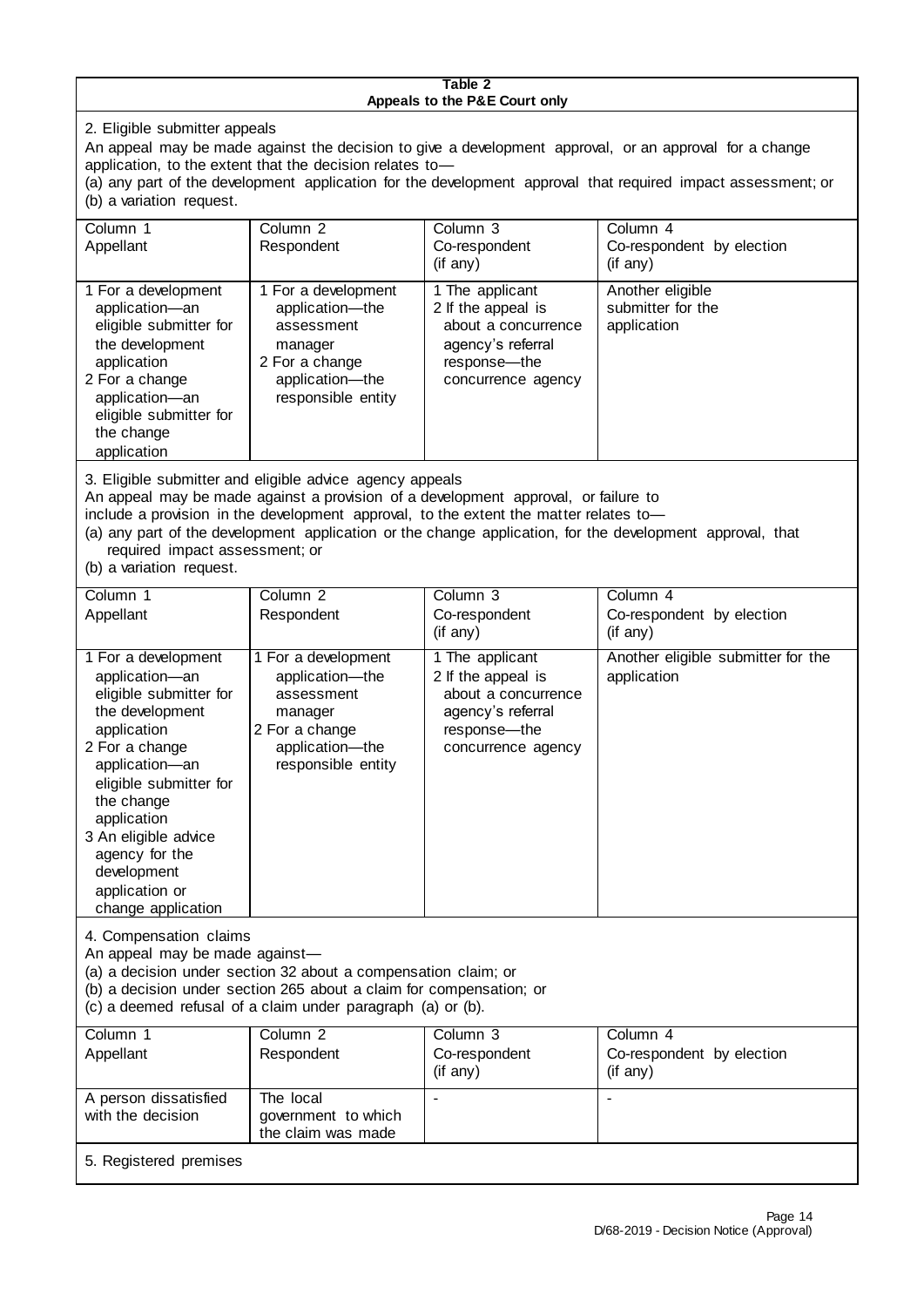**Table 2**
**Appeals to the P&E Court only**

2. Eligible submitter appeals

An appeal may be made against the decision to give a development approval, or an approval for a change application, to the extent that the decision relates to—

(a) any part of the development application for the development approval that required impact assessment; or

(b) a variation request.

| Column 1<br>Appellant | Column 2<br>Respondent | Column 3<br>Co-respondent<br>(if any) | Column 4<br>Co-respondent by election<br>(if any) |
|---|---|---|---|
| 1 For a development application—an eligible submitter for the development application<br>2 For a change application—an eligible submitter for the change application | 1 For a development application—the assessment manager<br>2 For a change application—the responsible entity | 1 The applicant<br>2 If the appeal is about a concurrence agency's referral response—the concurrence agency | Another eligible submitter for the application |

3. Eligible submitter and eligible advice agency appeals

An appeal may be made against a provision of a development approval, or failure to include a provision in the development approval, to the extent the matter relates to—

(a) any part of the development application or the change application, for the development approval, that required impact assessment; or

(b) a variation request.

| Column 1<br>Appellant | Column 2<br>Respondent | Column 3<br>Co-respondent<br>(if any) | Column 4<br>Co-respondent by election<br>(if any) |
|---|---|---|---|
| 1 For a development application—an eligible submitter for the development application<br>2 For a change application—an eligible submitter for the change application<br>3 An eligible advice agency for the development application or change application | 1 For a development application—the assessment manager<br>2 For a change application—the responsible entity | 1 The applicant<br>2 If the appeal is about a concurrence agency's referral response—the concurrence agency | Another eligible submitter for the application |

4. Compensation claims

An appeal may be made against—

(a) a decision under section 32 about a compensation claim; or

(b) a decision under section 265 about a claim for compensation; or

(c) a deemed refusal of a claim under paragraph (a) or (b).

| Column 1<br>Appellant | Column 2<br>Respondent | Column 3<br>Co-respondent<br>(if any) | Column 4<br>Co-respondent by election<br>(if any) |
|---|---|---|---|
| A person dissatisfied with the decision | The local government to which the claim was made | - | - |

5. Registered premises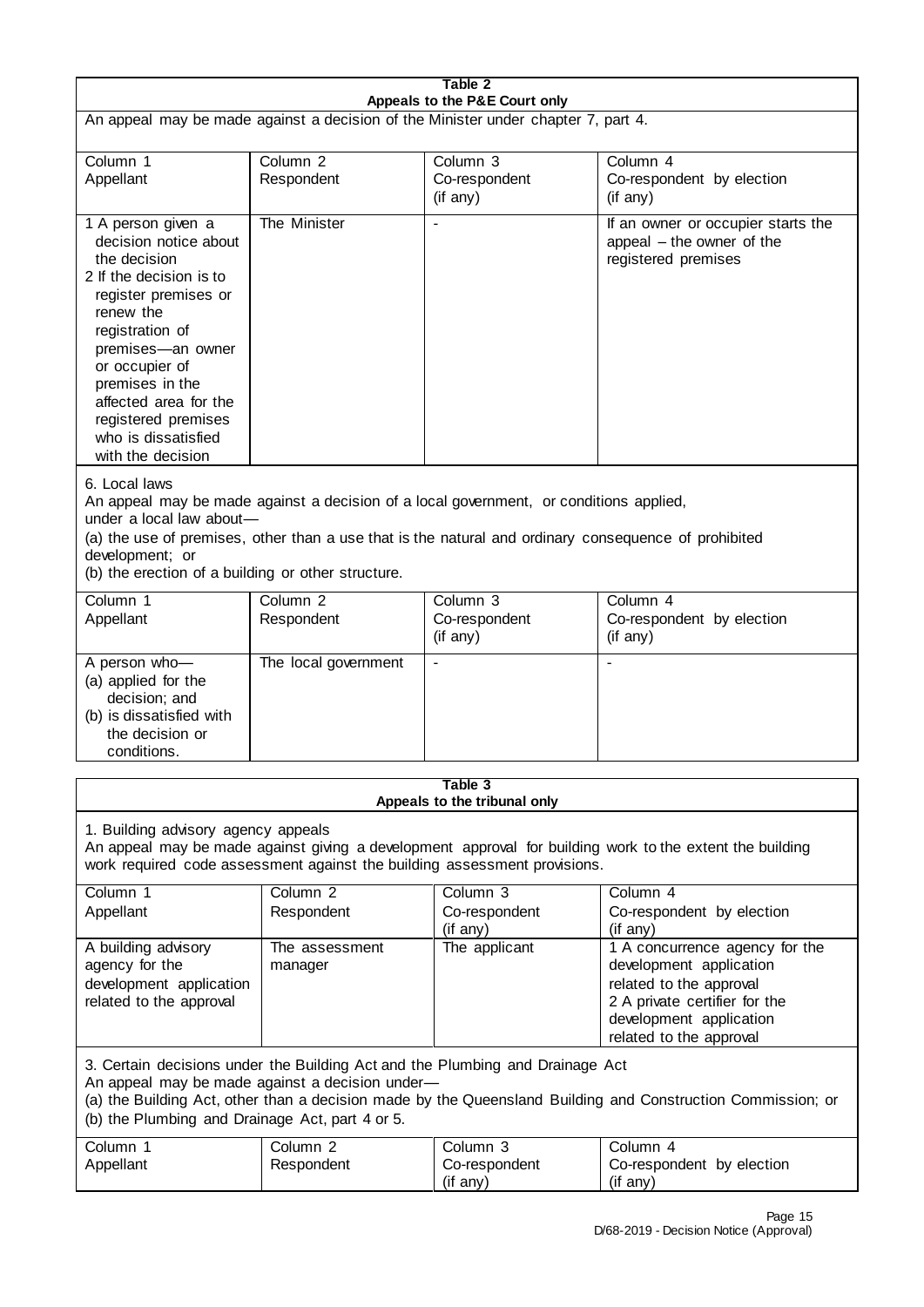**Table 2**
**Appeals to the P&E Court only**

An appeal may be made against a decision of the Minister under chapter 7, part 4.

| Column 1<br>Appellant | Column 2<br>Respondent | Column 3<br>Co-respondent<br>(if any) | Column 4<br>Co-respondent by election<br>(if any) |
|---|---|---|---|
| 1 A person given a decision notice about the decision<br>2 If the decision is to register premises or renew the registration of premises—an owner or occupier of premises in the affected area for the registered premises who is dissatisfied with the decision | The Minister | - | If an owner or occupier starts the appeal – the owner of the registered premises |

6. Local laws

An appeal may be made against a decision of a local government, or conditions applied, under a local law about—

(a) the use of premises, other than a use that is the natural and ordinary consequence of prohibited development; or

(b) the erection of a building or other structure.

| Column 1<br>Appellant | Column 2<br>Respondent | Column 3<br>Co-respondent<br>(if any) | Column 4<br>Co-respondent by election<br>(if any) |
|---|---|---|---|
| A person who—<br>(a) applied for the decision; and<br>(b) is dissatisfied with the decision or conditions. | The local government | - | - |

**Table 3**
**Appeals to the tribunal only**

1. Building advisory agency appeals

An appeal may be made against giving a development approval for building work to the extent the building work required code assessment against the building assessment provisions.

| Column 1<br>Appellant | Column 2<br>Respondent | Column 3<br>Co-respondent<br>(if any) | Column 4<br>Co-respondent by election<br>(if any) |
|---|---|---|---|
| A building advisory agency for the development application related to the approval | The assessment manager | The applicant | 1 A concurrence agency for the development application related to the approval<br>2 A private certifier for the development application related to the approval |

3. Certain decisions under the Building Act and the Plumbing and Drainage Act

An appeal may be made against a decision under—

(a) the Building Act, other than a decision made by the Queensland Building and Construction Commission; or

(b) the Plumbing and Drainage Act, part 4 or 5.

| Column 1<br>Appellant | Column 2<br>Respondent | Column 3<br>Co-respondent<br>(if any) | Column 4<br>Co-respondent by election<br>(if any) |
|---|---|---|---|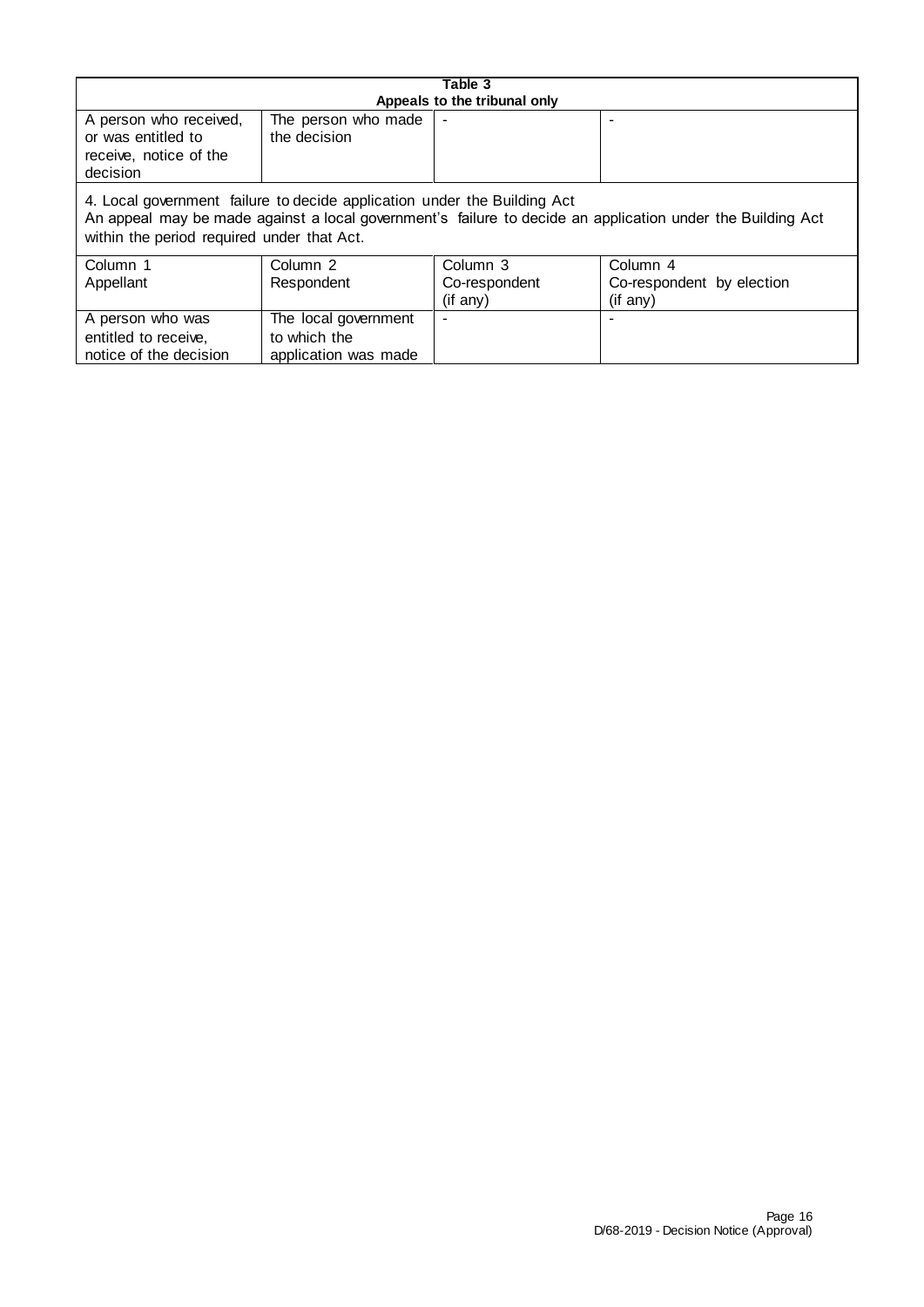| Table 3 | | | |
|---|---|---|---|
| **Appeals to the tribunal only** | | | |
| A person who received, or was entitled to receive, notice of the decision | The person who made the decision | - | - |
| 4. Local government failure to decide application under the Building Act<br>An appeal may be made against a local government's failure to decide an application under the Building Act within the period required under that Act. | | | |
| Column 1<br>Appellant | Column 2<br>Respondent | Column 3<br>Co-respondent<br>(if any) | Column 4<br>Co-respondent by election<br>(if any) |
| A person who was entitled to receive, notice of the decision | The local government to which the application was made | - | - |

D/68-2019 - Decision Notice (Approval)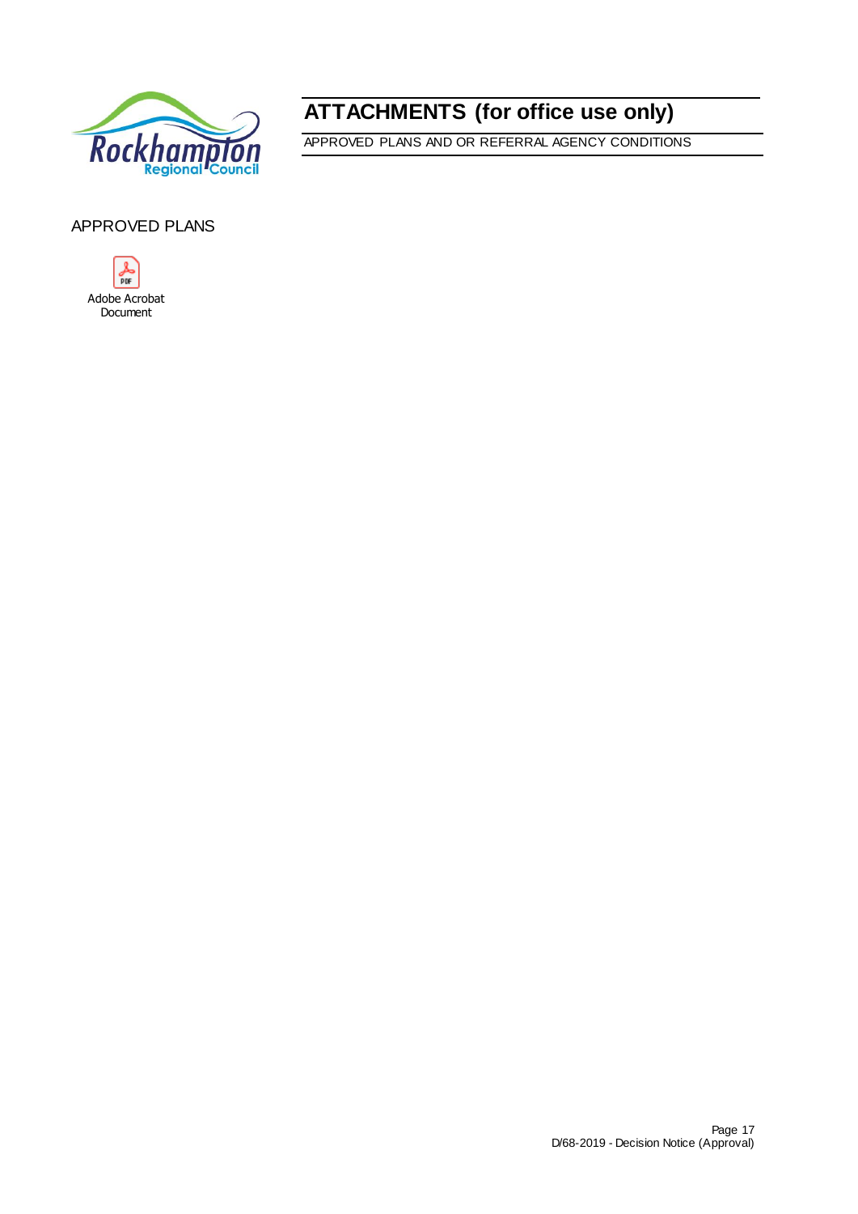# ATTACHMENTS (for office use only)

APPROVED PLANS AND OR REFERRAL AGENCY CONDITIONS

APPROVED PLANS

Adobe Acrobat Document